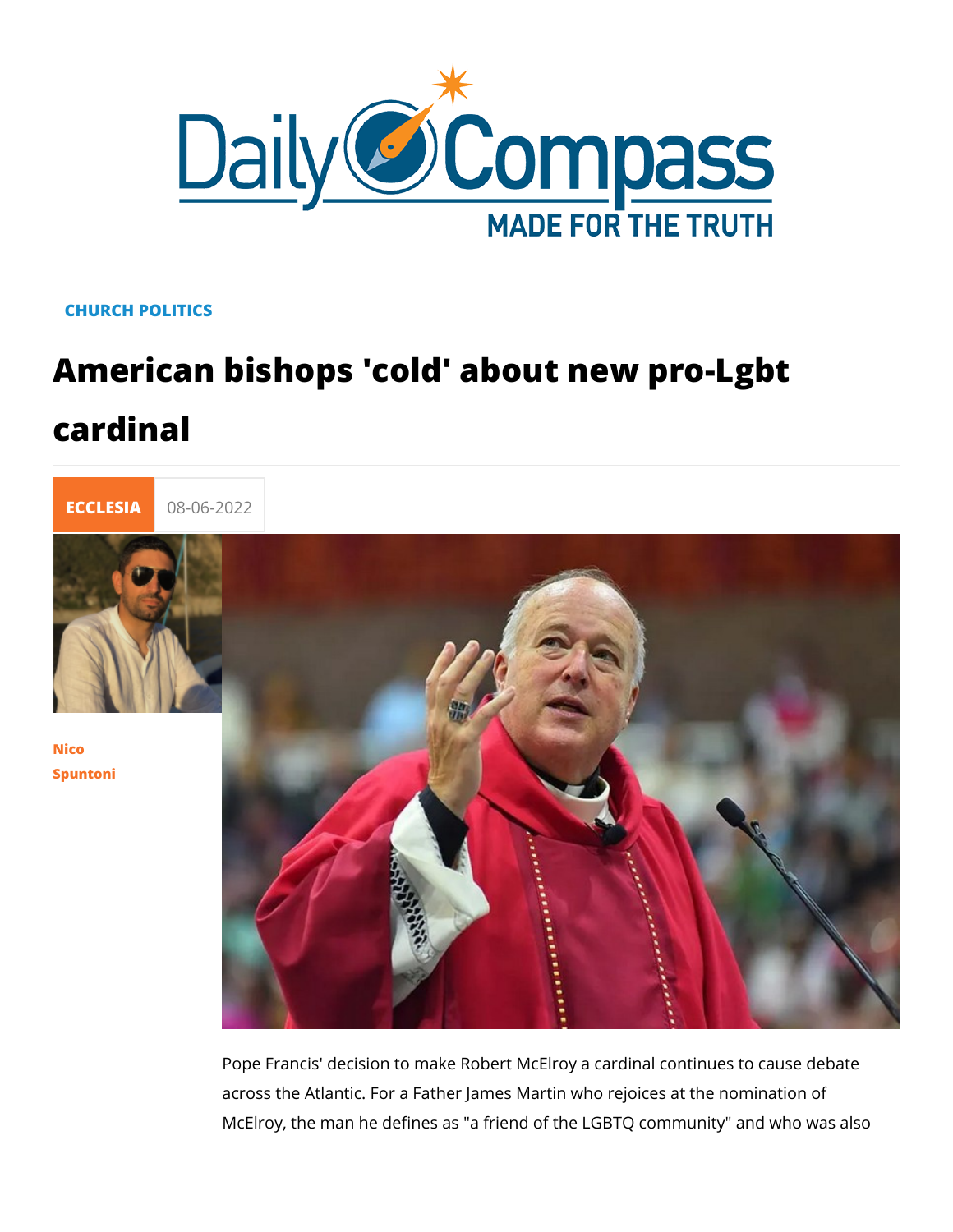CHURCH POLITICS

# American bishops 'cold' about new pro-Lgbt cardinal

ECCLESIA 08-06-2022

Nico Spuntoni

Pope Francis' decision to make Robert McElroy a cardinal continues to cause debate across the Atlantic. For a Father James Martin who rejoices at the nomination of McElroy, the man he defines as "a friend of the LGBTQ community" and who was also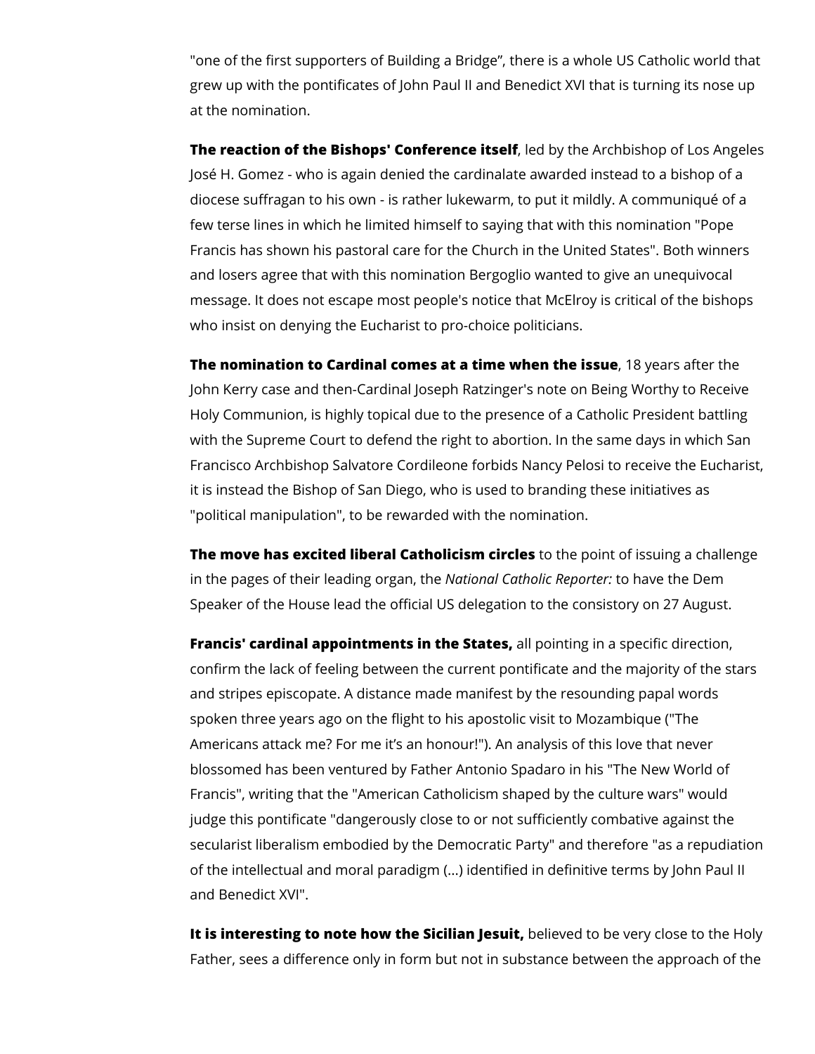"one of the first supporters of Building a Bridge", there is a whole US Catholic world that grew up with the pontificates of John Paul II and Benedict XVI that is turning its nose up at the nomination.

**The reaction of the Bishops' Conference itself**, led by the Archbishop of Los Angeles José H. Gomez - who is again denied the cardinalate awarded instead to a bishop of a diocese suffragan to his own - is rather lukewarm, to put it mildly. A communiqué of a few terse lines in which he limited himself to saying that with this nomination "Pope Francis has shown his pastoral care for the Church in the United States". Both winners and losers agree that with this nomination Bergoglio wanted to give an unequivocal message. It does not escape most people's notice that McElroy is critical of the bishops who insist on denying the Eucharist to pro-choice politicians.

**The nomination to Cardinal comes at a time when the issue**, 18 years after the John Kerry case and then-Cardinal Joseph Ratzinger's note on Being Worthy to Receive Holy Communion, is highly topical due to the presence of a Catholic President battling with the Supreme Court to defend the right to abortion. In the same days in which San Francisco Archbishop Salvatore Cordileone forbids Nancy Pelosi to receive the Eucharist, it is instead the Bishop of San Diego, who is used to branding these initiatives as "political manipulation", to be rewarded with the nomination.

**The move has excited liberal Catholicism circles** to the point of issuing a challenge in the pages of their leading organ, the *National Catholic Reporter:* to have the Dem Speaker of the House lead the official US delegation to the consistory on 27 August.

**Francis' cardinal appointments in the States,** all pointing in a specific direction, confirm the lack of feeling between the current pontificate and the majority of the stars and stripes episcopate. A distance made manifest by the resounding papal words spoken three years ago on the flight to his apostolic visit to Mozambique ("The Americans attack me? For me it's an honour!"). An analysis of this love that never blossomed has been ventured by Father Antonio Spadaro in his "The New World of Francis", writing that the "American Catholicism shaped by the culture wars" would judge this pontificate "dangerously close to or not sufficiently combative against the secularist liberalism embodied by the Democratic Party" and therefore "as a repudiation of the intellectual and moral paradigm (...) identified in definitive terms by John Paul II and Benedict XVI".

**It is interesting to note how the Sicilian Jesuit,** believed to be very close to the Holy Father, sees a difference only in form but not in substance between the approach of the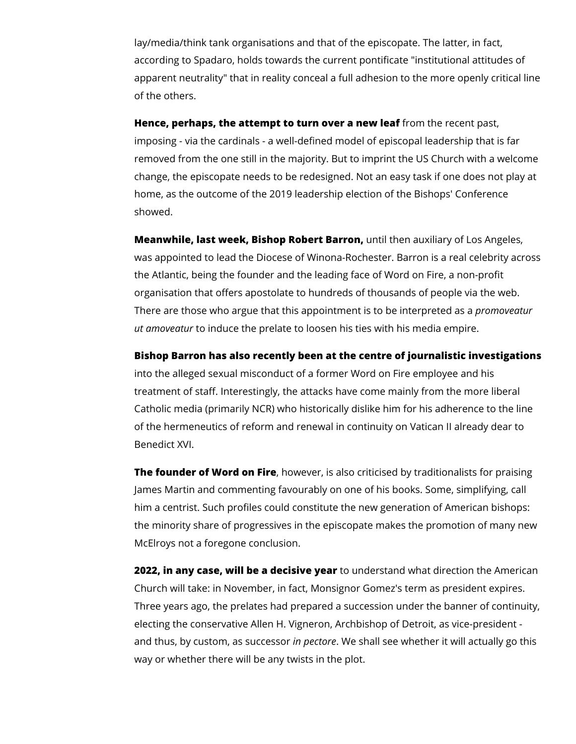lay/media/think tank organisations and that of the episcopate. The latter, in fact, according to Spadaro, holds towards the current pontificate "institutional attitudes of apparent neutrality" that in reality conceal a full adhesion to the more openly critical line of the others.

**Hence, perhaps, the attempt to turn over a new leaf** from the recent past, imposing - via the cardinals - a well-defined model of episcopal leadership that is far removed from the one still in the majority. But to imprint the US Church with a welcome change, the episcopate needs to be redesigned. Not an easy task if one does not play at home, as the outcome of the 2019 leadership election of the Bishops' Conference showed.

**Meanwhile, last week, Bishop Robert Barron,** until then auxiliary of Los Angeles, was appointed to lead the Diocese of Winona-Rochester. Barron is a real celebrity across the Atlantic, being the founder and the leading face of Word on Fire, a non-profit organisation that offers apostolate to hundreds of thousands of people via the web. There are those who argue that this appointment is to be interpreted as a *promoveatur ut amoveatur* to induce the prelate to loosen his ties with his media empire.

**Bishop Barron has also recently been at the centre of journalistic investigations** into the alleged sexual misconduct of a former Word on Fire employee and his treatment of staff. Interestingly, the attacks have come mainly from the more liberal Catholic media (primarily NCR) who historically dislike him for his adherence to the line of the hermeneutics of reform and renewal in continuity on Vatican II already dear to Benedict XVI.

**The founder of Word on Fire**, however, is also criticised by traditionalists for praising James Martin and commenting favourably on one of his books. Some, simplifying, call him a centrist. Such profiles could constitute the new generation of American bishops: the minority share of progressives in the episcopate makes the promotion of many new McElroys not a foregone conclusion.

**2022, in any case, will be a decisive year** to understand what direction the American Church will take: in November, in fact, Monsignor Gomez's term as president expires. Three years ago, the prelates had prepared a succession under the banner of continuity, electing the conservative Allen H. Vigneron, Archbishop of Detroit, as vice-president - and thus, by custom, as successor *in pectore*. We shall see whether it will actually go this way or whether there will be any twists in the plot.